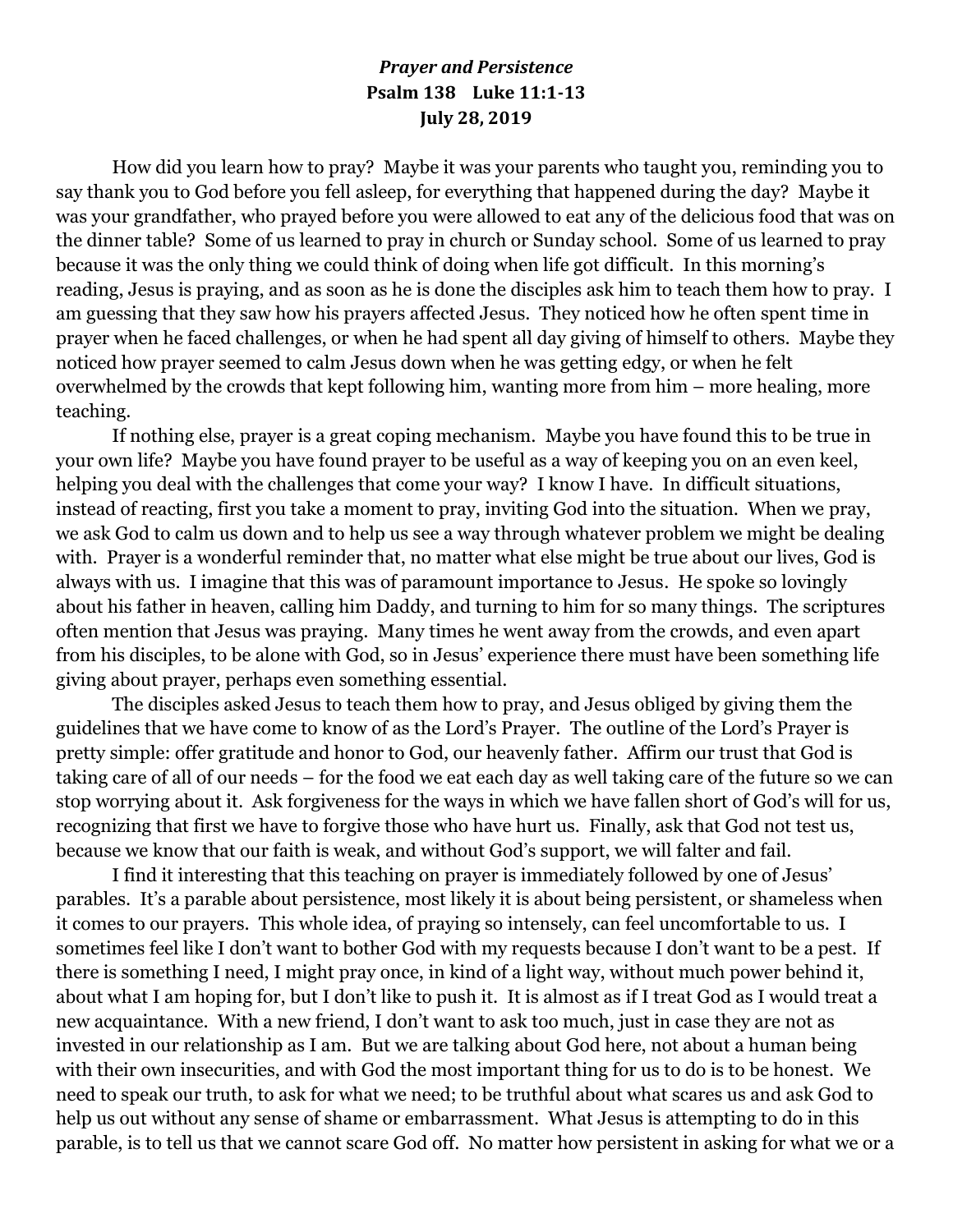***Prayer and Persistence***
**Psalm 138 Luke 11:1-13**
**July 28, 2019**

How did you learn how to pray? Maybe it was your parents who taught you, reminding you to say thank you to God before you fell asleep, for everything that happened during the day? Maybe it was your grandfather, who prayed before you were allowed to eat any of the delicious food that was on the dinner table? Some of us learned to pray in church or Sunday school. Some of us learned to pray because it was the only thing we could think of doing when life got difficult. In this morning's reading, Jesus is praying, and as soon as he is done the disciples ask him to teach them how to pray. I am guessing that they saw how his prayers affected Jesus. They noticed how he often spent time in prayer when he faced challenges, or when he had spent all day giving of himself to others. Maybe they noticed how prayer seemed to calm Jesus down when he was getting edgy, or when he felt overwhelmed by the crowds that kept following him, wanting more from him – more healing, more teaching.

If nothing else, prayer is a great coping mechanism. Maybe you have found this to be true in your own life? Maybe you have found prayer to be useful as a way of keeping you on an even keel, helping you deal with the challenges that come your way? I know I have. In difficult situations, instead of reacting, first you take a moment to pray, inviting God into the situation. When we pray, we ask God to calm us down and to help us see a way through whatever problem we might be dealing with. Prayer is a wonderful reminder that, no matter what else might be true about our lives, God is always with us. I imagine that this was of paramount importance to Jesus. He spoke so lovingly about his father in heaven, calling him Daddy, and turning to him for so many things. The scriptures often mention that Jesus was praying. Many times he went away from the crowds, and even apart from his disciples, to be alone with God, so in Jesus' experience there must have been something life giving about prayer, perhaps even something essential.

The disciples asked Jesus to teach them how to pray, and Jesus obliged by giving them the guidelines that we have come to know of as the Lord's Prayer. The outline of the Lord's Prayer is pretty simple: offer gratitude and honor to God, our heavenly father. Affirm our trust that God is taking care of all of our needs – for the food we eat each day as well taking care of the future so we can stop worrying about it. Ask forgiveness for the ways in which we have fallen short of God's will for us, recognizing that first we have to forgive those who have hurt us. Finally, ask that God not test us, because we know that our faith is weak, and without God's support, we will falter and fail.

I find it interesting that this teaching on prayer is immediately followed by one of Jesus' parables. It's a parable about persistence, most likely it is about being persistent, or shameless when it comes to our prayers. This whole idea, of praying so intensely, can feel uncomfortable to us. I sometimes feel like I don't want to bother God with my requests because I don't want to be a pest. If there is something I need, I might pray once, in kind of a light way, without much power behind it, about what I am hoping for, but I don't like to push it. It is almost as if I treat God as I would treat a new acquaintance. With a new friend, I don't want to ask too much, just in case they are not as invested in our relationship as I am. But we are talking about God here, not about a human being with their own insecurities, and with God the most important thing for us to do is to be honest. We need to speak our truth, to ask for what we need; to be truthful about what scares us and ask God to help us out without any sense of shame or embarrassment. What Jesus is attempting to do in this parable, is to tell us that we cannot scare God off. No matter how persistent in asking for what we or a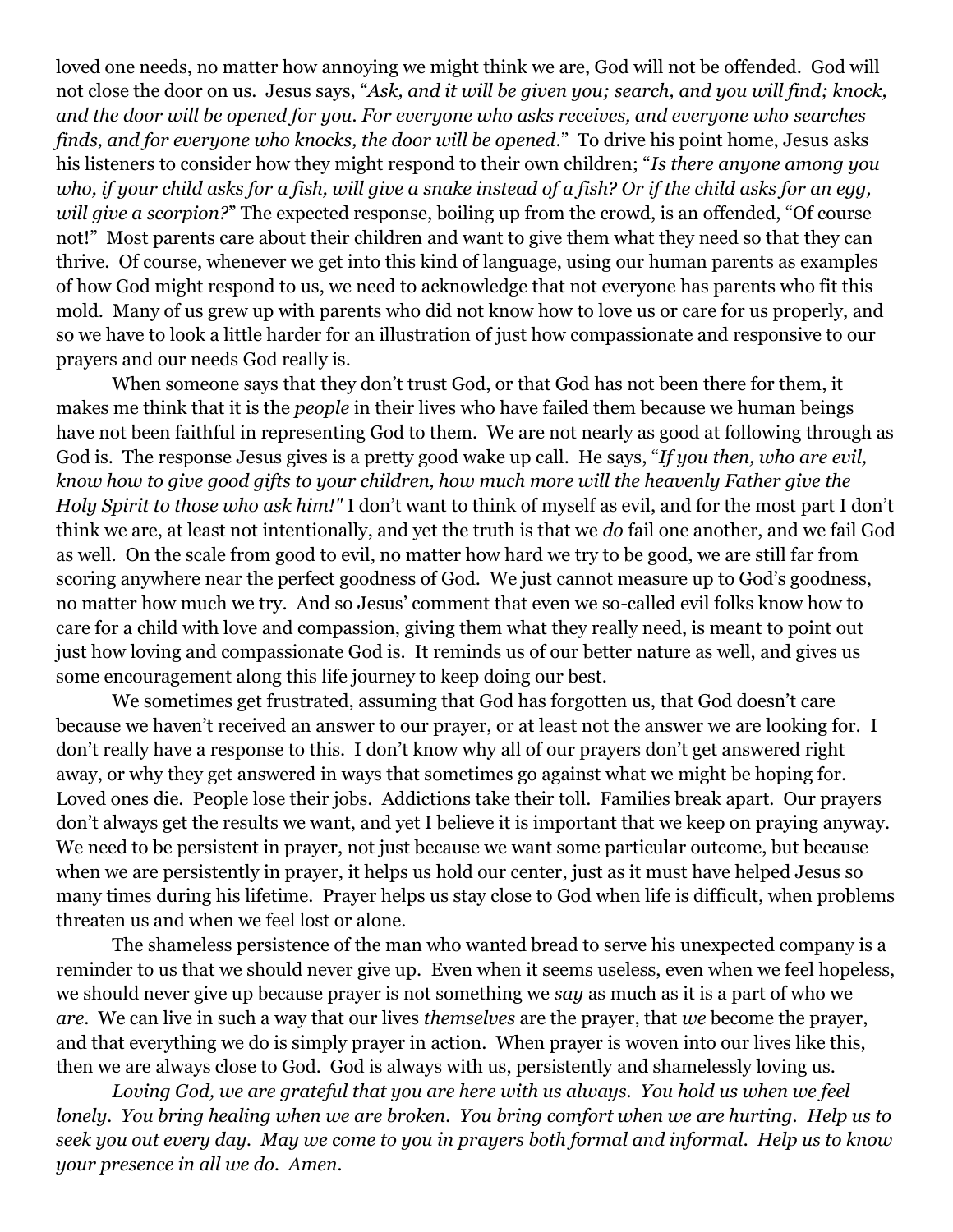loved one needs, no matter how annoying we might think we are, God will not be offended. God will not close the door on us. Jesus says, "*Ask, and it will be given you; search, and you will find; knock, and the door will be opened for you. For everyone who asks receives, and everyone who searches finds, and for everyone who knocks, the door will be opened*." To drive his point home, Jesus asks his listeners to consider how they might respond to their own children; "*Is there anyone among you who, if your child asks for a fish, will give a snake instead of a fish? Or if the child asks for an egg, will give a scorpion?*" The expected response, boiling up from the crowd, is an offended, "Of course not!" Most parents care about their children and want to give them what they need so that they can thrive. Of course, whenever we get into this kind of language, using our human parents as examples of how God might respond to us, we need to acknowledge that not everyone has parents who fit this mold. Many of us grew up with parents who did not know how to love us or care for us properly, and so we have to look a little harder for an illustration of just how compassionate and responsive to our prayers and our needs God really is.

When someone says that they don't trust God, or that God has not been there for them, it makes me think that it is the *people* in their lives who have failed them because we human beings have not been faithful in representing God to them. We are not nearly as good at following through as God is. The response Jesus gives is a pretty good wake up call. He says, "*If you then, who are evil, know how to give good gifts to your children, how much more will the heavenly Father give the Holy Spirit to those who ask him!"* I don't want to think of myself as evil, and for the most part I don't think we are, at least not intentionally, and yet the truth is that we *do* fail one another, and we fail God as well. On the scale from good to evil, no matter how hard we try to be good, we are still far from scoring anywhere near the perfect goodness of God. We just cannot measure up to God's goodness, no matter how much we try. And so Jesus' comment that even we so-called evil folks know how to care for a child with love and compassion, giving them what they really need, is meant to point out just how loving and compassionate God is. It reminds us of our better nature as well, and gives us some encouragement along this life journey to keep doing our best.

We sometimes get frustrated, assuming that God has forgotten us, that God doesn't care because we haven't received an answer to our prayer, or at least not the answer we are looking for. I don't really have a response to this. I don't know why all of our prayers don't get answered right away, or why they get answered in ways that sometimes go against what we might be hoping for. Loved ones die. People lose their jobs. Addictions take their toll. Families break apart. Our prayers don't always get the results we want, and yet I believe it is important that we keep on praying anyway. We need to be persistent in prayer, not just because we want some particular outcome, but because when we are persistently in prayer, it helps us hold our center, just as it must have helped Jesus so many times during his lifetime. Prayer helps us stay close to God when life is difficult, when problems threaten us and when we feel lost or alone.

The shameless persistence of the man who wanted bread to serve his unexpected company is a reminder to us that we should never give up. Even when it seems useless, even when we feel hopeless, we should never give up because prayer is not something we *say* as much as it is a part of who we *are*. We can live in such a way that our lives *themselves* are the prayer, that *we* become the prayer, and that everything we do is simply prayer in action. When prayer is woven into our lives like this, then we are always close to God. God is always with us, persistently and shamelessly loving us.

*Loving God, we are grateful that you are here with us always. You hold us when we feel lonely. You bring healing when we are broken. You bring comfort when we are hurting. Help us to seek you out every day. May we come to you in prayers both formal and informal. Help us to know your presence in all we do. Amen.*